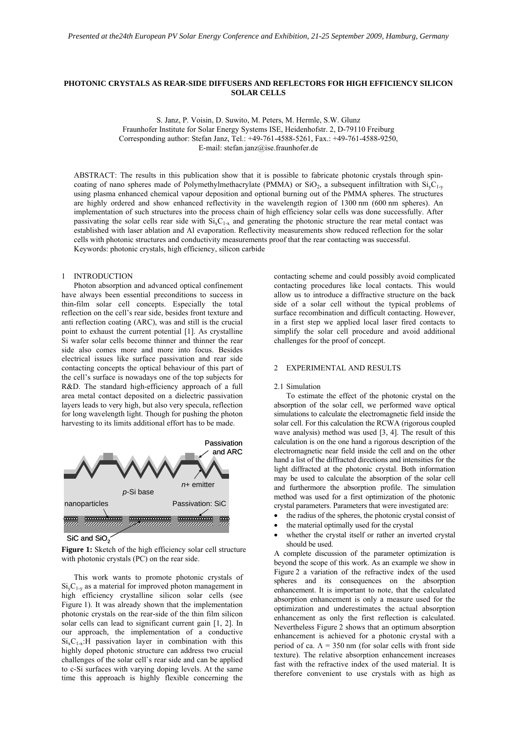# PHOTONIC CRYSTALS AS REAR-SIDE DIFFUSERS AND REFLECTORS FOR HIGH EFFICIENCY SILICON SOLAR CELLS

S. Janz, P. Voisin, D. Suwito, M. Peters, M. Hermle, S.W. Glunz
Fraunhofer Institute for Solar Energy Systems ISE, Heidenhofstr. 2, D-79110 Freiburg
Corresponding author: Stefan Janz, Tel.: +49-761-4588-5261, Fax.: +49-761-4588-9250,
E-mail: stefan.janz@ise.fraunhofer.de

ABSTRACT: The results in this publication show that it is possible to fabricate photonic crystals through spin-coating of nano spheres made of Polymethylmethacrylate (PMMA) or $SiO_2$, a subsequent infiltration with $Si_yC_{1-y}$ using plasma enhanced chemical vapour deposition and optional burning out of the PMMA spheres. The structures are highly ordered and show enhanced reflectivity in the wavelength region of 1300 nm (600 nm spheres). An implementation of such structures into the process chain of high efficiency solar cells was done successfully. After passivating the solar cells rear side with $Si_xC_{1-x}$ and generating the photonic structure the rear metal contact was established with laser ablation and Al evaporation. Reflectivity measurements show reduced reflection for the solar cells with photonic structures and conductivity measurements proof that the rear contacting was successful.
Keywords: photonic crystals, high efficiency, silicon carbide

## 1 INTRODUCTION

Photon absorption and advanced optical confinement have always been essential preconditions to success in thin-film solar cell concepts. Especially the total reflection on the cell's rear side, besides front texture and anti reflection coating (ARC), was and still is the crucial point to exhaust the current potential [1]. As crystalline Si wafer solar cells become thinner and thinner the rear side also comes more and more into focus. Besides electrical issues like surface passivation and rear side contacting concepts the optical behaviour of this part of the cell's surface is nowadays one of the top subjects for R&D. The standard high-efficiency approach of a full area metal contact deposited on a dielectric passivation layers leads to very high, but also very specula, reflection for long wavelength light. Though for pushing the photon harvesting to its limits additional effort has to be made.

**Figure 1:** Sketch of the high efficiency solar cell structure with photonic crystals (PC) on the rear side.

This work wants to promote photonic crystals of $Si_yC_{1-y}$ as a material for improved photon management in high efficiency crystalline silicon solar cells (see Figure 1). It was already shown that the implementation photonic crystals on the rear-side of the thin film silicon solar cells can lead to significant current gain [1, 2]. In our approach, the implementation of a conductive $Si_xC_{1-x}$:H passivation layer in combination with this highly doped photonic structure can address two crucial challenges of the solar cell`s rear side and can be applied to c-Si surfaces with varying doping levels. At the same time this approach is highly flexible concerning the contacting scheme and could possibly avoid complicated contacting procedures like local contacts. This would allow us to introduce a diffractive structure on the back side of a solar cell without the typical problems of surface recombination and difficult contacting. However, in a first step we applied local laser fired contacts to simplify the solar cell procedure and avoid additional challenges for the proof of concept.

## 2 EXPERIMENTAL AND RESULTS

### 2.1 Simulation

To estimate the effect of the photonic crystal on the absorption of the solar cell, we performed wave optical simulations to calculate the electromagnetic field inside the solar cell. For this calculation the RCWA (rigorous coupled wave analysis) method was used [3, 4]. The result of this calculation is on the one hand a rigorous description of the electromagnetic near field inside the cell and on the other hand a list of the diffracted directions and intensities for the light diffracted at the photonic crystal. Both information may be used to calculate the absorption of the solar cell and furthermore the absorption profile. The simulation method was used for a first optimization of the photonic crystal parameters. Parameters that were investigated are:

- the radius of the spheres, the photonic crystal consist of
- the material optimally used for the crystal
- whether the crystal itself or rather an inverted crystal should be used.

A complete discussion of the parameter optimization is beyond the scope of this work. As an example we show in Figure 2 a variation of the refractive index of the used spheres and its consequences on the absorption enhancement. It is important to note, that the calculated absorption enhancement is only a measure used for the optimization and underestimates the actual absorption enhancement as only the first reflection is calculated. Nevertheless Figure 2 shows that an optimum absorption enhancement is achieved for a photonic crystal with a period of ca. $\Lambda$ = 350 nm (for solar cells with front side texture). The relative absorption enhancement increases fast with the refractive index of the used material. It is therefore convenient to use crystals with as high as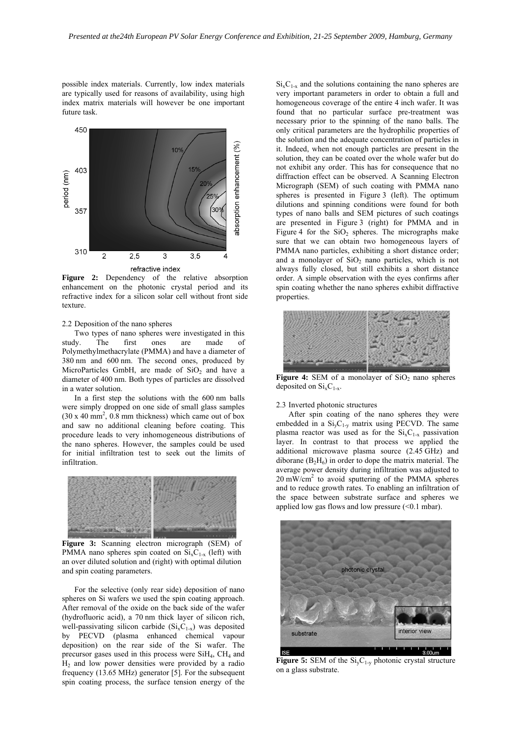possible index materials. Currently, low index materials are typically used for reasons of availability, using high index matrix materials will however be one important future task.

**Figure 2:** Dependency of the relative absorption enhancement on the photonic crystal period and its refractive index for a silicon solar cell without front side texture.

2.2 Deposition of the nano spheres

Two types of nano spheres were investigated in this study. The first ones are made of Polymethylmethacrylate (PMMA) and have a diameter of 380 nm and 600 nm. The second ones, produced by MicroParticles GmbH, are made of $SiO_2$ and have a diameter of 400 nm. Both types of particles are dissolved in a water solution.

In a first step the solutions with the 600 nm balls were simply dropped on one side of small glass samples (30 x 40 mm$^2$, 0.8 mm thickness) which came out of box and saw no additional cleaning before coating. This procedure leads to very inhomogeneous distributions of the nano spheres. However, the samples could be used for initial infiltration test to seek out the limits of infiltration.

**Figure 3:** Scanning electron micrograph (SEM) of PMMA nano spheres spin coated on $Si_xC_{1-x}$ (left) with an over diluted solution and (right) with optimal dilution and spin coating parameters.

For the selective (only rear side) deposition of nano spheres on Si wafers we used the spin coating approach. After removal of the oxide on the back side of the wafer (hydrofluoric acid), a 70 nm thick layer of silicon rich, well-passivating silicon carbide ($Si_xC_{1-x}$) was deposited by PECVD (plasma enhanced chemical vapour deposition) on the rear side of the Si wafer. The precursor gases used in this process were $SiH_4$, $CH_4$ and $H_2$ and low power densities were provided by a radio frequency (13.65 MHz) generator [5]. For the subsequent spin coating process, the surface tension energy of the $Si_xC_{1-x}$ and the solutions containing the nano spheres are very important parameters in order to obtain a full and homogeneous coverage of the entire 4 inch wafer. It was found that no particular surface pre-treatment was necessary prior to the spinning of the nano balls. The only critical parameters are the hydrophilic properties of the solution and the adequate concentration of particles in it. Indeed, when not enough particles are present in the solution, they can be coated over the whole wafer but do not exhibit any order. This has for consequence that no diffraction effect can be observed. A Scanning Electron Micrograph (SEM) of such coating with PMMA nano spheres is presented in Figure 3 (left). The optimum dilutions and spinning conditions were found for both types of nano balls and SEM pictures of such coatings are presented in Figure 3 (right) for PMMA and in Figure 4 for the $SiO_2$ spheres. The micrographs make sure that we can obtain two homogeneous layers of PMMA nano particles, exhibiting a short distance order; and a monolayer of $SiO_2$ nano particles, which is not always fully closed, but still exhibits a short distance order. A simple observation with the eyes confirms after spin coating whether the nano spheres exhibit diffractive properties.

**Figure 4:** SEM of a monolayer of $SiO_2$ nano spheres deposited on $Si_xC_{1-x}$.

2.3 Inverted photonic structures

After spin coating of the nano spheres they were embedded in a $Si_yC_{1-y}$ matrix using PECVD. The same plasma reactor was used as for the $Si_xC_{1-x}$ passivation layer. In contrast to that process we applied the additional microwave plasma source (2.45 GHz) and diborane ($B_2H_6$) in order to dope the matrix material. The average power density during infiltration was adjusted to 20 mW/cm$^2$ to avoid sputtering of the PMMA spheres and to reduce growth rates. To enabling an infiltration of the space between substrate surface and spheres we applied low gas flows and low pressure (<0.1 mbar).

**Figure 5:** SEM of the $Si_yC_{1-y}$ photonic crystal structure on a glass substrate.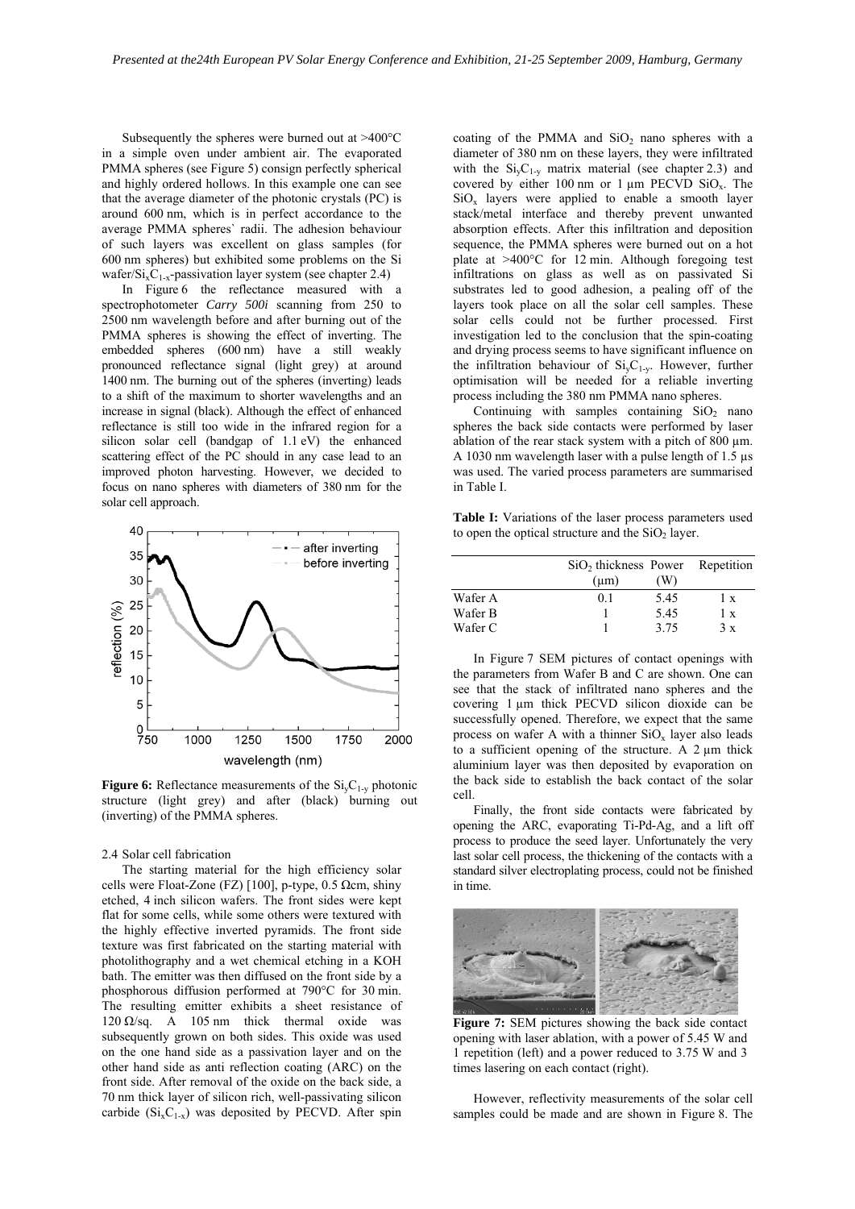Subsequently the spheres were burned out at >400°C in a simple oven under ambient air. The evaporated PMMA spheres (see Figure 5) consign perfectly spherical and highly ordered hollows. In this example one can see that the average diameter of the photonic crystals (PC) is around 600 nm, which is in perfect accordance to the average PMMA spheres` radii. The adhesion behaviour of such layers was excellent on glass samples (for 600 nm spheres) but exhibited some problems on the Si wafer/$Si_xC_{1-x}$-passivation layer system (see chapter 2.4)

In Figure 6 the reflectance measured with a spectrophotometer *Carry 500i* scanning from 250 to 2500 nm wavelength before and after burning out of the PMMA spheres is showing the effect of inverting. The embedded spheres (600 nm) have a still weakly pronounced reflectance signal (light grey) at around 1400 nm. The burning out of the spheres (inverting) leads to a shift of the maximum to shorter wavelengths and an increase in signal (black). Although the effect of enhanced reflectance is still too wide in the infrared region for a silicon solar cell (bandgap of 1.1 eV) the enhanced scattering effect of the PC should in any case lead to an improved photon harvesting. However, we decided to focus on nano spheres with diameters of 380 nm for the solar cell approach.

**Figure 6:** Reflectance measurements of the $Si_yC_{1-y}$ photonic structure (light grey) and after (black) burning out (inverting) of the PMMA spheres.

2.4 Solar cell fabrication

The starting material for the high efficiency solar cells were Float-Zone (FZ) [100], p-type, 0.5 Ωcm, shiny etched, 4 inch silicon wafers. The front sides were kept flat for some cells, while some others were textured with the highly effective inverted pyramids. The front side texture was first fabricated on the starting material with photolithography and a wet chemical etching in a KOH bath. The emitter was then diffused on the front side by a phosphorous diffusion performed at 790°C for 30 min. The resulting emitter exhibits a sheet resistance of 120 Ω/sq. A 105 nm thick thermal oxide was subsequently grown on both sides. This oxide was used on the one hand side as a passivation layer and on the other hand side as anti reflection coating (ARC) on the front side. After removal of the oxide on the back side, a 70 nm thick layer of silicon rich, well-passivating silicon carbide ($Si_xC_{1-x}$) was deposited by PECVD. After spin coating of the PMMA and $SiO_2$ nano spheres with a diameter of 380 nm on these layers, they were infiltrated with the $Si_yC_{1-y}$ matrix material (see chapter 2.3) and covered by either 100 nm or 1 µm PECVD $SiO_x$. The $SiO_x$ layers were applied to enable a smooth layer stack/metal interface and thereby prevent unwanted absorption effects. After this infiltration and deposition sequence, the PMMA spheres were burned out on a hot plate at >400°C for 12 min. Although foregoing test infiltrations on glass as well as on passivated Si substrates led to good adhesion, a pealing off of the layers took place on all the solar cell samples. These solar cells could not be further processed. First investigation led to the conclusion that the spin-coating and drying process seems to have significant influence on the infiltration behaviour of $Si_yC_{1-y}$. However, further optimisation will be needed for a reliable inverting process including the 380 nm PMMA nano spheres.

Continuing with samples containing $SiO_2$ nano spheres the back side contacts were performed by laser ablation of the rear stack system with a pitch of 800 µm. A 1030 nm wavelength laser with a pulse length of 1.5 µs was used. The varied process parameters are summarised in Table I.

**Table I:** Variations of the laser process parameters used to open the optical structure and the $SiO_2$ layer.

| | $SiO_2$ thickness (µm) | Power (W) | Repetition |
|---|---|---|---|
| Wafer A | 0.1 | 5.45 | 1 x |
| Wafer B | 1 | 5.45 | 1 x |
| Wafer C | 1 | 3.75 | 3 x |

In Figure 7 SEM pictures of contact openings with the parameters from Wafer B and C are shown. One can see that the stack of infiltrated nano spheres and the covering 1 µm thick PECVD silicon dioxide can be successfully opened. Therefore, we expect that the same process on wafer A with a thinner $SiO_x$ layer also leads to a sufficient opening of the structure. A 2 µm thick aluminium layer was then deposited by evaporation on the back side to establish the back contact of the solar cell.

Finally, the front side contacts were fabricated by opening the ARC, evaporating Ti-Pd-Ag, and a lift off process to produce the seed layer. Unfortunately the very last solar cell process, the thickening of the contacts with a standard silver electroplating process, could not be finished in time.

**Figure 7:** SEM pictures showing the back side contact opening with laser ablation, with a power of 5.45 W and 1 repetition (left) and a power reduced to 3.75 W and 3 times lasering on each contact (right).

However, reflectivity measurements of the solar cell samples could be made and are shown in Figure 8. The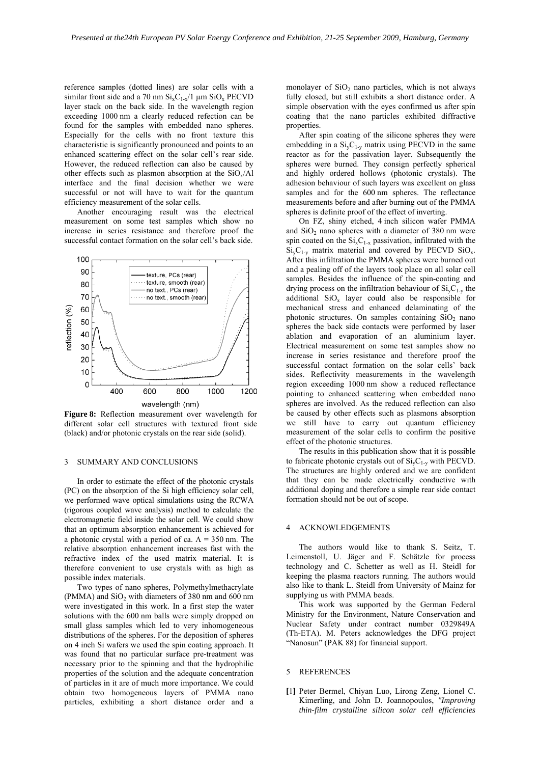reference samples (dotted lines) are solar cells with a similar front side and a 70 nm $Si_xC_{1-x}$/1 µm $SiO_x$ PECVD layer stack on the back side. In the wavelength region exceeding 1000 nm a clearly reduced refection can be found for the samples with embedded nano spheres. Especially for the cells with no front texture this characteristic is significantly pronounced and points to an enhanced scattering effect on the solar cell's rear side. However, the reduced reflection can also be caused by other effects such as plasmon absorption at the $SiO_x$/Al interface and the final decision whether we were successful or not will have to wait for the quantum efficiency measurement of the solar cells.

Another encouraging result was the electrical measurement on some test samples which show no increase in series resistance and therefore proof the successful contact formation on the solar cell's back side.

**Figure 8:** Reflection measurement over wavelength for different solar cell structures with textured front side (black) and/or photonic crystals on the rear side (solid).

## 3 SUMMARY AND CONCLUSIONS

In order to estimate the effect of the photonic crystals (PC) on the absorption of the Si high efficiency solar cell, we performed wave optical simulations using the RCWA (rigorous coupled wave analysis) method to calculate the electromagnetic field inside the solar cell. We could show that an optimum absorption enhancement is achieved for a photonic crystal with a period of ca. $\Lambda = 350$ nm. The relative absorption enhancement increases fast with the refractive index of the used matrix material. It is therefore convenient to use crystals with as high as possible index materials.

Two types of nano spheres, Polymethylmethacrylate (PMMA) and $SiO_2$ with diameters of 380 nm and 600 nm were investigated in this work. In a first step the water solutions with the 600 nm balls were simply dropped on small glass samples which led to very inhomogeneous distributions of the spheres. For the deposition of spheres on 4 inch Si wafers we used the spin coating approach. It was found that no particular surface pre-treatment was necessary prior to the spinning and that the hydrophilic properties of the solution and the adequate concentration of particles in it are of much more importance. We could obtain two homogeneous layers of PMMA nano particles, exhibiting a short distance order and a monolayer of $SiO_2$ nano particles, which is not always fully closed, but still exhibits a short distance order. A simple observation with the eyes confirmed us after spin coating that the nano particles exhibited diffractive properties.

After spin coating of the silicone spheres they were embedding in a $Si_yC_{1-y}$ matrix using PECVD in the same reactor as for the passivation layer. Subsequently the spheres were burned. They consign perfectly spherical and highly ordered hollows (photonic crystals). The adhesion behaviour of such layers was excellent on glass samples and for the 600 nm spheres. The reflectance measurements before and after burning out of the PMMA spheres is definite proof of the effect of inverting.

On FZ, shiny etched, 4 inch silicon wafer PMMA and $SiO_2$ nano spheres with a diameter of 380 nm were spin coated on the $Si_xC_{1-x}$ passivation, infiltrated with the $Si_yC_{1-y}$ matrix material and covered by PECVD $SiO_x$. After this infiltration the PMMA spheres were burned out and a pealing off of the layers took place on all solar cell samples. Besides the influence of the spin-coating and drying process on the infiltration behaviour of $Si_yC_{1-y}$ the additional $SiO_x$ layer could also be responsible for mechanical stress and enhanced delaminating of the photonic structures. On samples containing $SiO_2$ nano spheres the back side contacts were performed by laser ablation and evaporation of an aluminium layer. Electrical measurement on some test samples show no increase in series resistance and therefore proof the successful contact formation on the solar cells' back sides. Reflectivity measurements in the wavelength region exceeding 1000 nm show a reduced reflectance pointing to enhanced scattering when embedded nano spheres are involved. As the reduced reflection can also be caused by other effects such as plasmons absorption we still have to carry out quantum efficiency measurement of the solar cells to confirm the positive effect of the photonic structures.

The results in this publication show that it is possible to fabricate photonic crystals out of $Si_yC_{1-y}$ with PECVD. The structures are highly ordered and we are confident that they can be made electrically conductive with additional doping and therefore a simple rear side contact formation should not be out of scope.

## 4 ACKNOWLEDGEMENTS

The authors would like to thank S. Seitz, T. Leimenstoll, U. Jäger and F. Schätzle for process technology and C. Schetter as well as H. Steidl for keeping the plasma reactors running. The authors would also like to thank L. Steidl from University of Mainz for supplying us with PMMA beads.

This work was supported by the German Federal Ministry for the Environment, Nature Conservation and Nuclear Safety under contract number 0329849A (Th-ETA). M. Peters acknowledges the DFG project "Nanosun" (PAK 88) for financial support.

## 5 REFERENCES

**[1]** Peter Bermel, Chiyan Luo, Lirong Zeng, Lionel C. Kimerling, and John D. Joannopoulos, *"Improving thin-film crystalline silicon solar cell efficiencies*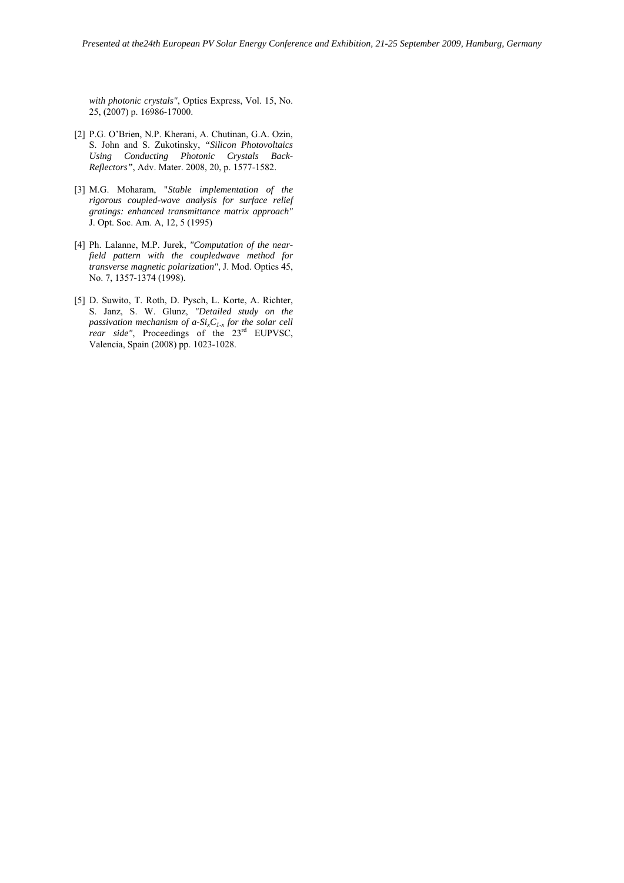*with photonic crystals"*, Optics Express, Vol. 15, No. 25, (2007) p. 16986-17000.

[2] P.G. O'Brien, N.P. Kherani, A. Chutinan, G.A. Ozin, S. John and S. Zukotinsky, *"Silicon Photovoltaics Using Conducting Photonic Crystals Back-Reflectors"*, Adv. Mater. 2008, 20, p. 1577-1582.

[3] M.G. Moharam, "*Stable implementation of the rigorous coupled-wave analysis for surface relief gratings: enhanced transmittance matrix approach"* J. Opt. Soc. Am. A, 12, 5 (1995)

[4] Ph. Lalanne, M.P. Jurek, *"Computation of the near-field pattern with the coupledwave method for transverse magnetic polarization"*, J. Mod. Optics 45, No. 7, 1357-1374 (1998).

[5] D. Suwito, T. Roth, D. Pysch, L. Korte, A. Richter, S. Janz, S. W. Glunz, *"Detailed study on the passivation mechanism of a-$Si_xC_{1-x}$ for the solar cell rear side"*, Proceedings of the 23rd EUPVSC, Valencia, Spain (2008) pp. 1023-1028.